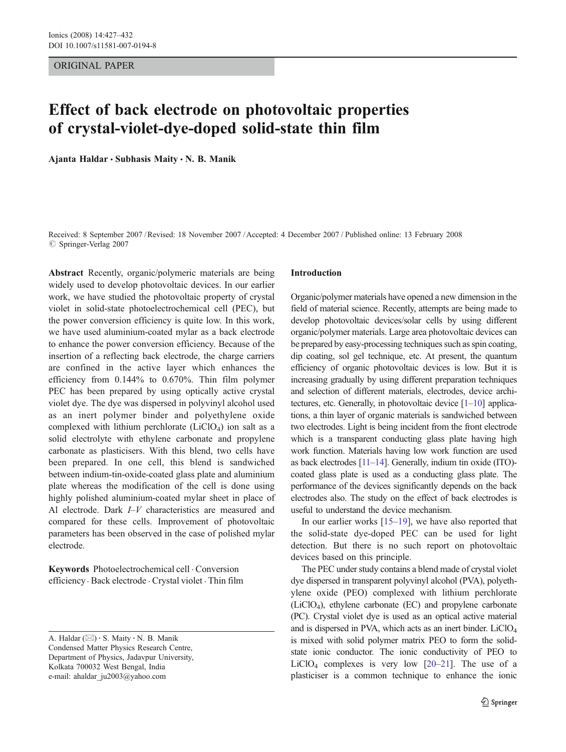ORIGINAL PAPER

# Effect of back electrode on photovoltaic properties of crystal-violet-dye-doped solid-state thin film

**Ajanta Haldar · Subhasis Maity · N. B. Manik**

Received: 8 September 2007 / Revised: 18 November 2007 / Accepted: 4 December 2007 / Published online: 13 February 2008
© Springer-Verlag 2007

**Abstract** Recently, organic/polymeric materials are being widely used to develop photovoltaic devices. In our earlier work, we have studied the photovoltaic property of crystal violet in solid-state photoelectrochemical cell (PEC), but the power conversion efficiency is quite low. In this work, we have used aluminium-coated mylar as a back electrode to enhance the power conversion efficiency. Because of the insertion of a reflecting back electrode, the charge carriers are confined in the active layer which enhances the efficiency from 0.144% to 0.670%. Thin film polymer PEC has been prepared by using optically active crystal violet dye. The dye was dispersed in polyvinyl alcohol used as an inert polymer binder and polyethylene oxide complexed with lithium perchlorate ($LiClO_4$) ion salt as a solid electrolyte with ethylene carbonate and propylene carbonate as plasticisers. With this blend, two cells have been prepared. In one cell, this blend is sandwiched between indium-tin-oxide-coated glass plate and aluminium plate whereas the modification of the cell is done using highly polished aluminium-coated mylar sheet in place of Al electrode. Dark *I–V* characteristics are measured and compared for these cells. Improvement of photovoltaic parameters has been observed in the case of polished mylar electrode.

**Keywords** Photoelectrochemical cell · Conversion efficiency · Back electrode · Crystal violet · Thin film

A. Haldar (✉) · S. Maity · N. B. Manik
Condensed Matter Physics Research Centre,
Department of Physics, Jadavpur University,
Kolkata 700032 West Bengal, India
e-mail: ahaldar_ju2003@yahoo.com

## Introduction

Organic/polymer materials have opened a new dimension in the field of material science. Recently, attempts are being made to develop photovoltaic devices/solar cells by using different organic/polymer materials. Large area photovoltaic devices can be prepared by easy-processing techniques such as spin coating, dip coating, sol gel technique, etc. At present, the quantum efficiency of organic photovoltaic devices is low. But it is increasing gradually by using different preparation techniques and selection of different materials, electrodes, device architectures, etc. Generally, in photovoltaic device [1–10] applications, a thin layer of organic materials is sandwiched between two electrodes. Light is being incident from the front electrode which is a transparent conducting glass plate having high work function. Materials having low work function are used as back electrodes [11–14]. Generally, indium tin oxide (ITO)-coated glass plate is used as a conducting glass plate. The performance of the devices significantly depends on the back electrodes also. The study on the effect of back electrodes is useful to understand the device mechanism.

In our earlier works [15–19], we have also reported that the solid-state dye-doped PEC can be used for light detection. But there is no such report on photovoltaic devices based on this principle.

The PEC under study contains a blend made of crystal violet dye dispersed in transparent polyvinyl alcohol (PVA), polyethylene oxide (PEO) complexed with lithium perchlorate ($LiClO_4$), ethylene carbonate (EC) and propylene carbonate (PC). Crystal violet dye is used as an optical active material and is dispersed in PVA, which acts as an inert binder. $LiClO_4$ is mixed with solid polymer matrix PEO to form the solid-state ionic conductor. The ionic conductivity of PEO to $LiClO_4$ complexes is very low [20–21]. The use of a plasticiser is a common technique to enhance the ionic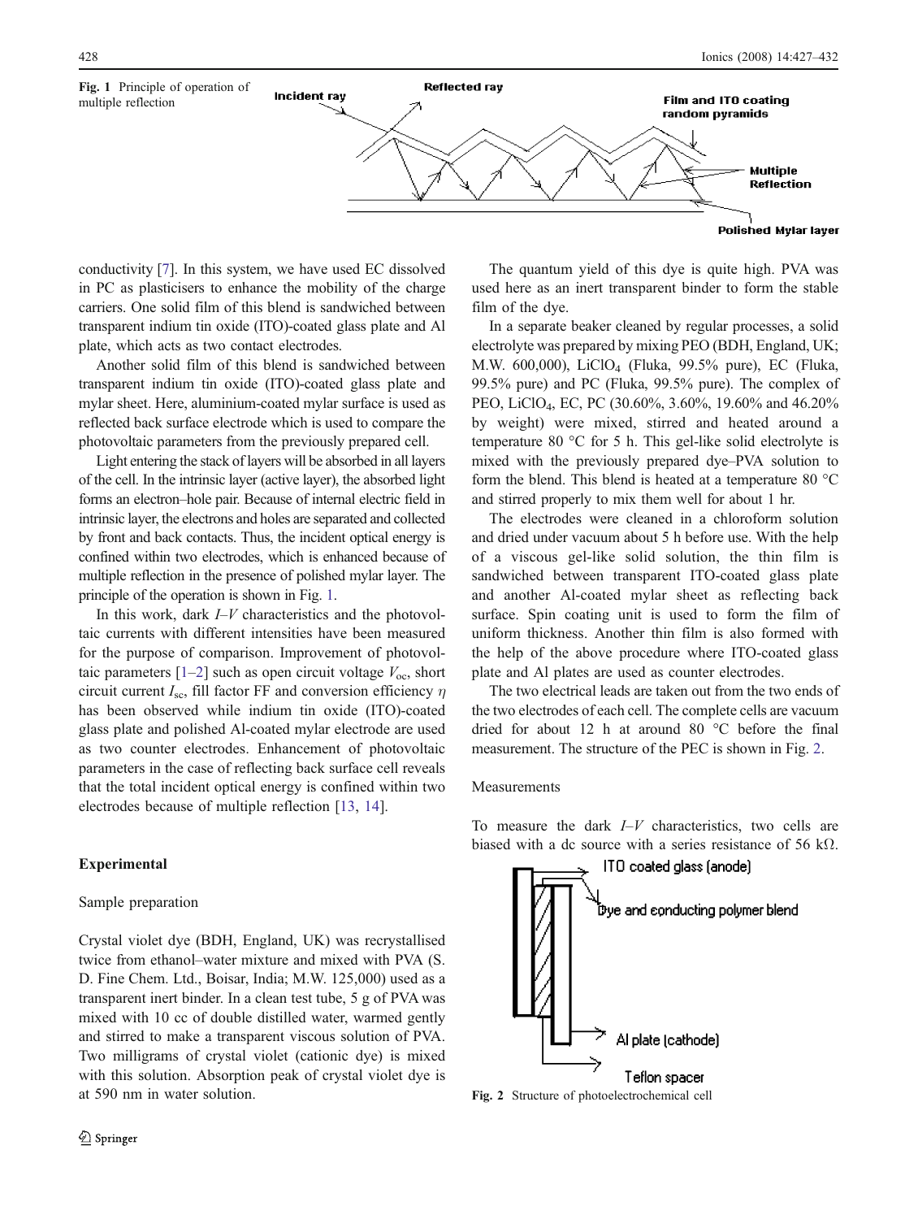Fig. 1 Principle of operation of multiple reflection

conductivity [7]. In this system, we have used EC dissolved in PC as plasticisers to enhance the mobility of the charge carriers. One solid film of this blend is sandwiched between transparent indium tin oxide (ITO)-coated glass plate and Al plate, which acts as two contact electrodes.

Another solid film of this blend is sandwiched between transparent indium tin oxide (ITO)-coated glass plate and mylar sheet. Here, aluminium-coated mylar surface is used as reflected back surface electrode which is used to compare the photovoltaic parameters from the previously prepared cell.

Light entering the stack of layers will be absorbed in all layers of the cell. In the intrinsic layer (active layer), the absorbed light forms an electron–hole pair. Because of internal electric field in intrinsic layer, the electrons and holes are separated and collected by front and back contacts. Thus, the incident optical energy is confined within two electrodes, which is enhanced because of multiple reflection in the presence of polished mylar layer. The principle of the operation is shown in Fig. 1.

In this work, dark *I–V* characteristics and the photovoltaic currents with different intensities have been measured for the purpose of comparison. Improvement of photovoltaic parameters [1–2] such as open circuit voltage $V_{oc}$, short circuit current $I_{sc}$, fill factor FF and conversion efficiency $\eta$ has been observed while indium tin oxide (ITO)-coated glass plate and polished Al-coated mylar electrode are used as two counter electrodes. Enhancement of photovoltaic parameters in the case of reflecting back surface cell reveals that the total incident optical energy is confined within two electrodes because of multiple reflection [13, 14].

## Experimental

### Sample preparation

Crystal violet dye (BDH, England, UK) was recrystallised twice from ethanol–water mixture and mixed with PVA (S. D. Fine Chem. Ltd., Boisar, India; M.W. 125,000) used as a transparent inert binder. In a clean test tube, 5 g of PVA was mixed with 10 cc of double distilled water, warmed gently and stirred to make a transparent viscous solution of PVA. Two milligrams of crystal violet (cationic dye) is mixed with this solution. Absorption peak of crystal violet dye is at 590 nm in water solution.

The quantum yield of this dye is quite high. PVA was used here as an inert transparent binder to form the stable film of the dye.

In a separate beaker cleaned by regular processes, a solid electrolyte was prepared by mixing PEO (BDH, England, UK; M.W. 600,000), $LiClO_4$ (Fluka, 99.5% pure), EC (Fluka, 99.5% pure) and PC (Fluka, 99.5% pure). The complex of PEO, $LiClO_4$, EC, PC (30.60%, 3.60%, 19.60% and 46.20% by weight) were mixed, stirred and heated around a temperature 80 °C for 5 h. This gel-like solid electrolyte is mixed with the previously prepared dye–PVA solution to form the blend. This blend is heated at a temperature 80 °C and stirred properly to mix them well for about 1 hr.

The electrodes were cleaned in a chloroform solution and dried under vacuum about 5 h before use. With the help of a viscous gel-like solid solution, the thin film is sandwiched between transparent ITO-coated glass plate and another Al-coated mylar sheet as reflecting back surface. Spin coating unit is used to form the film of uniform thickness. Another thin film is also formed with the help of the above procedure where ITO-coated glass plate and Al plates are used as counter electrodes.

The two electrical leads are taken out from the two ends of the two electrodes of each cell. The complete cells are vacuum dried for about 12 h at around 80 °C before the final measurement. The structure of the PEC is shown in Fig. 2.

### Measurements

To measure the dark *I–V* characteristics, two cells are biased with a dc source with a series resistance of 56 kΩ.

Fig. 2 Structure of photoelectrochemical cell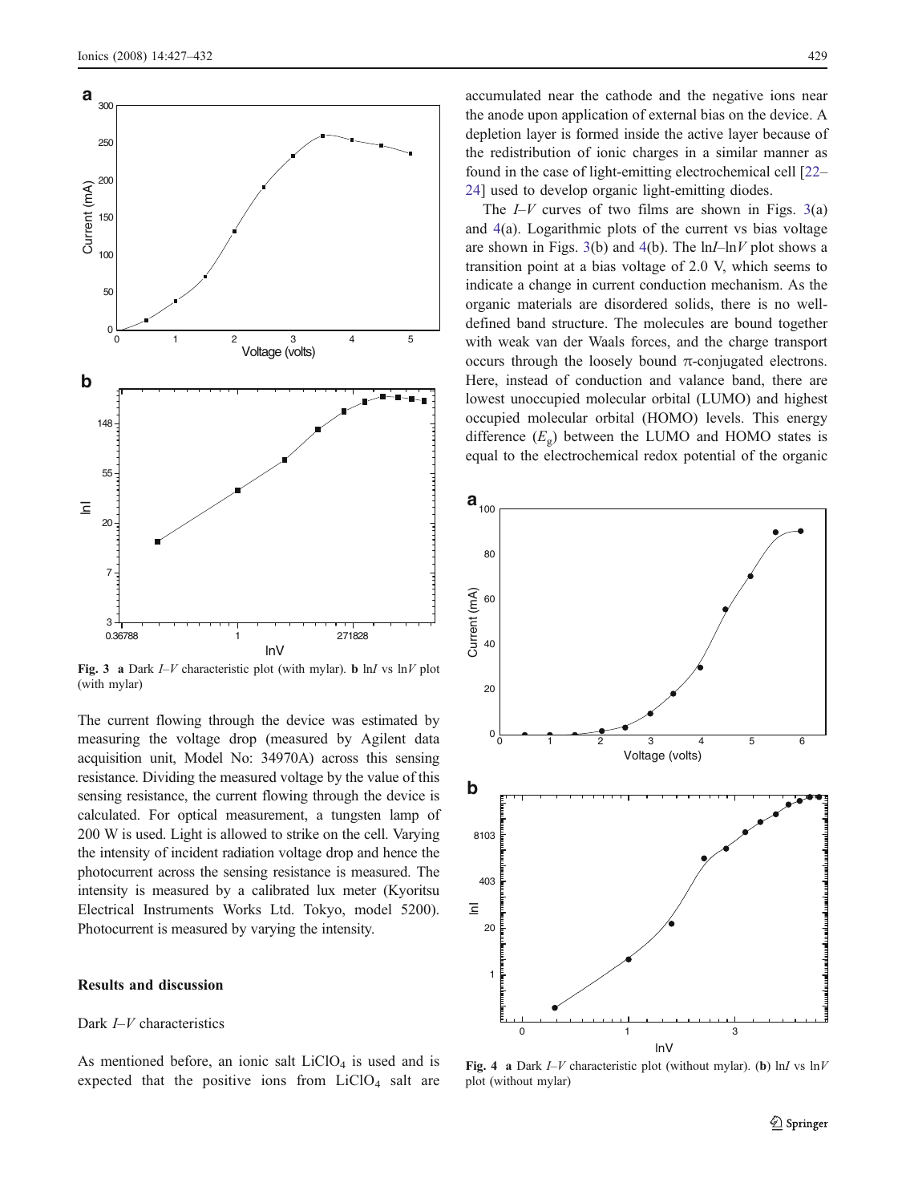Fig. 3 **a** Dark *I–V* characteristic plot (with mylar). **b** ln*I* vs ln*V* plot (with mylar)

The current flowing through the device was estimated by measuring the voltage drop (measured by Agilent data acquisition unit, Model No: 34970A) across this sensing resistance. Dividing the measured voltage by the value of this sensing resistance, the current flowing through the device is calculated. For optical measurement, a tungsten lamp of 200 W is used. Light is allowed to strike on the cell. Varying the intensity of incident radiation voltage drop and hence the photocurrent across the sensing resistance is measured. The intensity is measured by a calibrated lux meter (Kyoritsu Electrical Instruments Works Ltd. Tokyo, model 5200). Photocurrent is measured by varying the intensity.

## Results and discussion

### Dark *I–V* characteristics

As mentioned before, an ionic salt $LiClO_4$ is used and is expected that the positive ions from $LiClO_4$ salt are accumulated near the cathode and the negative ions near the anode upon application of external bias on the device. A depletion layer is formed inside the active layer because of the redistribution of ionic charges in a similar manner as found in the case of light-emitting electrochemical cell [22–24] used to develop organic light-emitting diodes.

The *I–V* curves of two films are shown in Figs. 3(a) and 4(a). Logarithmic plots of the current vs bias voltage are shown in Figs. 3(b) and 4(b). The ln*I*–ln*V* plot shows a transition point at a bias voltage of 2.0 V, which seems to indicate a change in current conduction mechanism. As the organic materials are disordered solids, there is no well-defined band structure. The molecules are bound together with weak van der Waals forces, and the charge transport occurs through the loosely bound π-conjugated electrons. Here, instead of conduction and valance band, there are lowest unoccupied molecular orbital (LUMO) and highest occupied molecular orbital (HOMO) levels. This energy difference ($E_g$) between the LUMO and HOMO states is equal to the electrochemical redox potential of the organic

Fig. 4 **a** Dark *I–V* characteristic plot (without mylar). (**b**) ln*I* vs ln*V* plot (without mylar)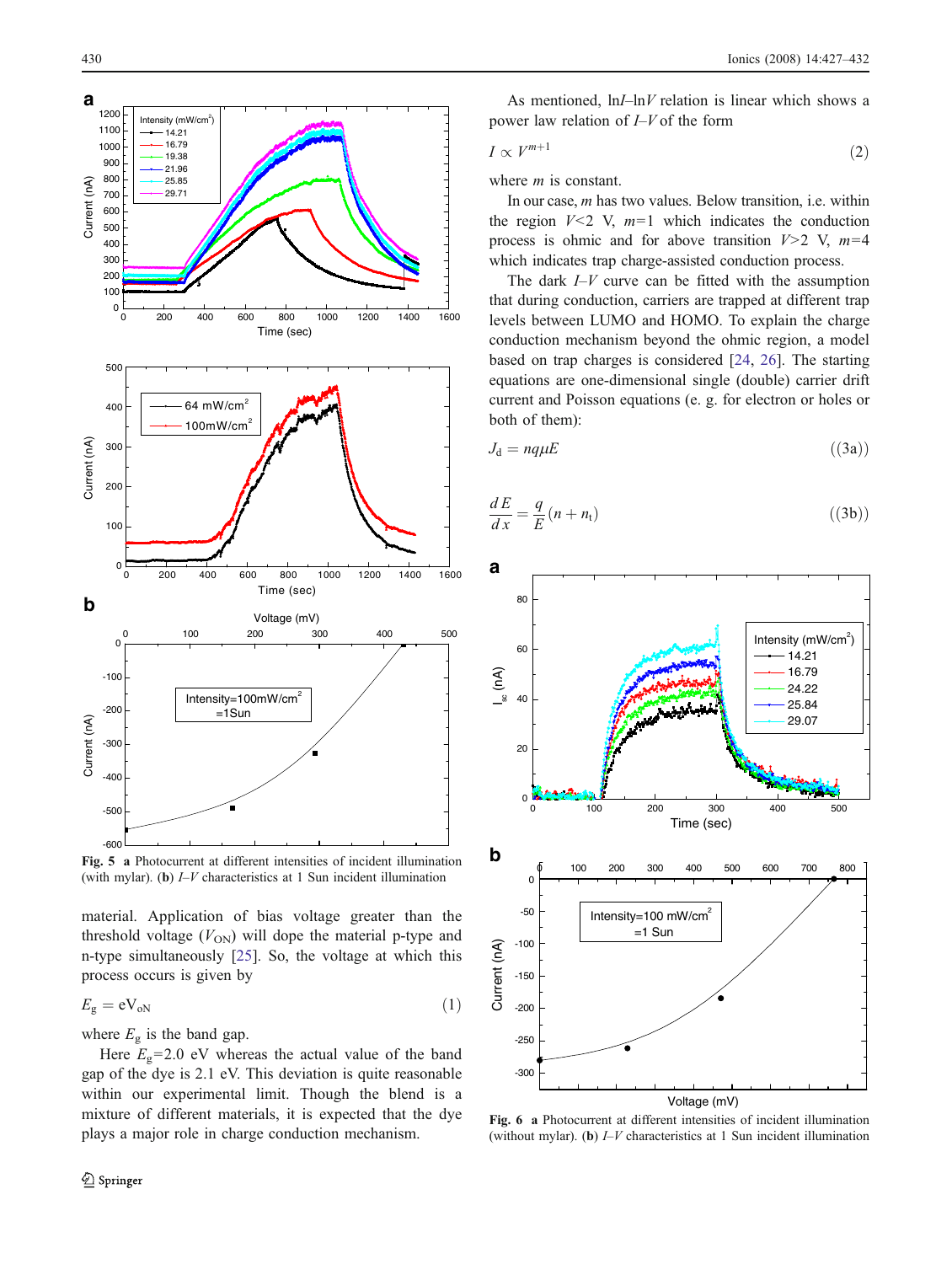Fig. 5 **a** Photocurrent at different intensities of incident illumination (with mylar). (**b**) *I–V* characteristics at 1 Sun incident illumination

material. Application of bias voltage greater than the threshold voltage ($V_{ON}$) will dope the material p-type and n-type simultaneously [25]. So, the voltage at which this process occurs is given by

$$E_g = eV_{oN} \tag{1}$$

where $E_g$ is the band gap.

Here $E_g$=2.0 eV whereas the actual value of the band gap of the dye is 2.1 eV. This deviation is quite reasonable within our experimental limit. Though the blend is a mixture of different materials, it is expected that the dye plays a major role in charge conduction mechanism.

As mentioned, ln*I*–ln*V* relation is linear which shows a power law relation of *I*–*V* of the form

$$I \propto V^{m+1} \tag{2}$$

where *m* is constant.

In our case, *m* has two values. Below transition, i.e. within the region *V*<2 V, *m*=1 which indicates the conduction process is ohmic and for above transition *V*>2 V, *m*=4 which indicates trap charge-assisted conduction process.

The dark *I–V* curve can be fitted with the assumption that during conduction, carriers are trapped at different trap levels between LUMO and HOMO. To explain the charge conduction mechanism beyond the ohmic region, a model based on trap charges is considered [24, 26]. The starting equations are one-dimensional single (double) carrier drift current and Poisson equations (e. g. for electron or holes or both of them):

$$J_d = nq\mu E \tag{(3a)}$$

$$\frac{dE}{dx} = \frac{q}{E}(n + n_t) \tag{(3b)}$$

Fig. 6 **a** Photocurrent at different intensities of incident illumination (without mylar). (**b**) *I–V* characteristics at 1 Sun incident illumination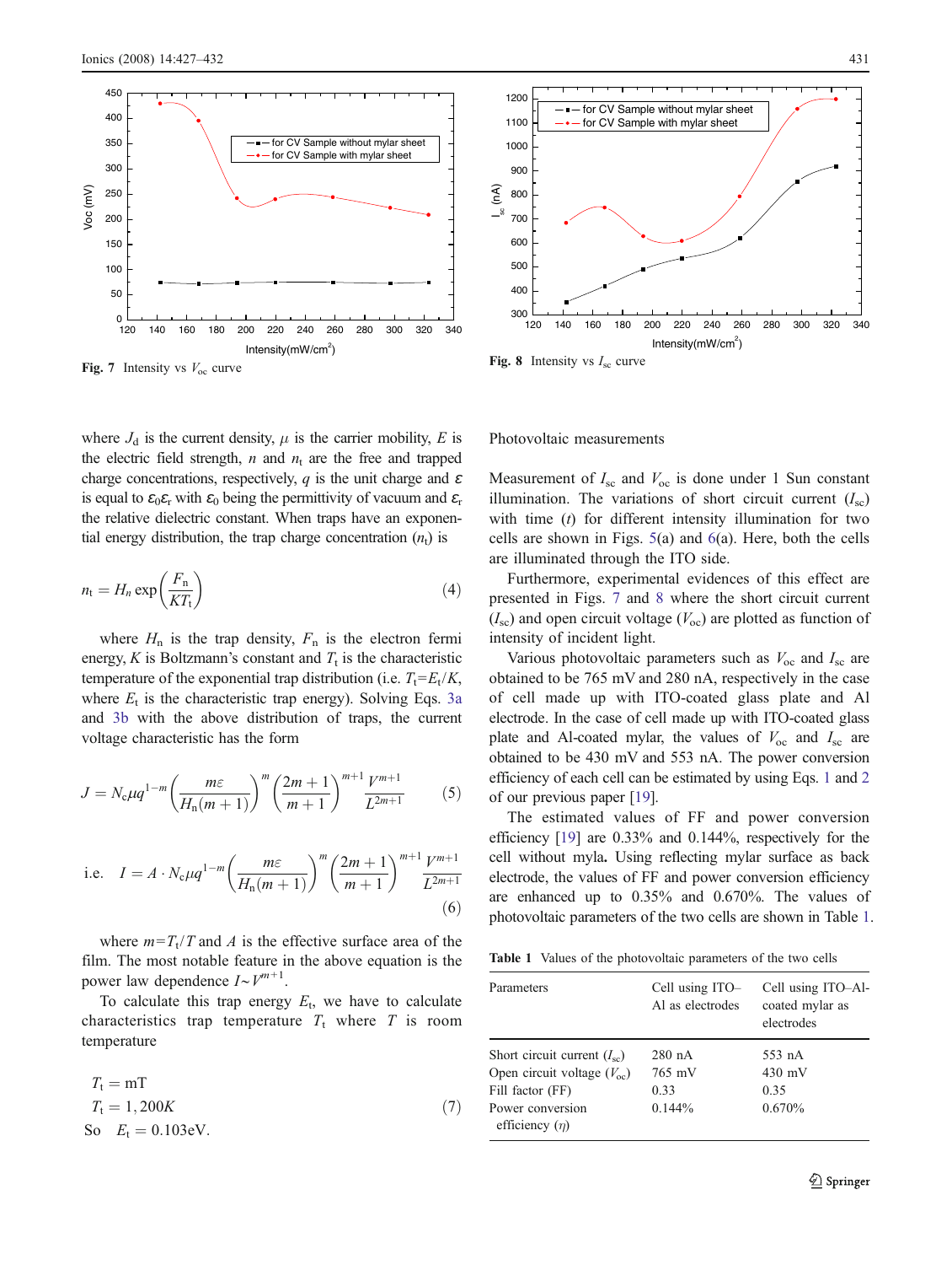Fig. 7 Intensity vs $V_{oc}$ curve

Fig. 8 Intensity vs $I_{sc}$ curve

where $J_d$ is the current density, $\mu$ is the carrier mobility, $E$ is the electric field strength, $n$ and $n_t$ are the free and trapped charge concentrations, respectively, $q$ is the unit charge and $\varepsilon$ is equal to $\varepsilon_0\varepsilon_r$ with $\varepsilon_0$ being the permittivity of vacuum and $\varepsilon_r$ the relative dielectric constant. When traps have an exponential energy distribution, the trap charge concentration ($n_t$) is

$$n_t = H_n \exp\left(\frac{F_n}{KT_t}\right) \tag{4}$$

where $H_n$ is the trap density, $F_n$ is the electron fermi energy, $K$ is Boltzmann's constant and $T_t$ is the characteristic temperature of the exponential trap distribution (i.e. $T_t=E_t/K$, where $E_t$ is the characteristic trap energy). Solving Eqs. 3a and 3b with the above distribution of traps, the current voltage characteristic has the form

$$J = N_c \mu q^{1-m} \left(\frac{m\varepsilon}{H_n(m+1)}\right)^m \left(\frac{2m+1}{m+1}\right)^{m+1} \frac{V^{m+1}}{L^{2m+1}} \tag{5}$$

$$\text{i.e.} \quad I = A \cdot N_c \mu q^{1-m} \left(\frac{m\varepsilon}{H_n(m+1)}\right)^m \left(\frac{2m+1}{m+1}\right)^{m+1} \frac{V^{m+1}}{L^{2m+1}} \tag{6}$$

where $m=T_t/T$ and $A$ is the effective surface area of the film. The most notable feature in the above equation is the power law dependence $I \sim V^{m+1}$.

To calculate this trap energy $E_t$, we have to calculate characteristics trap temperature $T_t$ where $T$ is room temperature

$$\begin{aligned} T_t &= \text{mT} \\ T_t &= 1{,}200K \\ \text{So} \quad E_t &= 0.103\text{eV}. \end{aligned} \tag{7}$$

## Photovoltaic measurements

Measurement of $I_{sc}$ and $V_{oc}$ is done under 1 Sun constant illumination. The variations of short circuit current ($I_{sc}$) with time ($t$) for different intensity illumination for two cells are shown in Figs. 5(a) and 6(a). Here, both the cells are illuminated through the ITO side.

Furthermore, experimental evidences of this effect are presented in Figs. 7 and 8 where the short circuit current ($I_{sc}$) and open circuit voltage ($V_{oc}$) are plotted as function of intensity of incident light.

Various photovoltaic parameters such as $V_{oc}$ and $I_{sc}$ are obtained to be 765 mV and 280 nA, respectively in the case of cell made up with ITO-coated glass plate and Al electrode. In the case of cell made up with ITO-coated glass plate and Al-coated mylar, the values of $V_{oc}$ and $I_{sc}$ are obtained to be 430 mV and 553 nA. The power conversion efficiency of each cell can be estimated by using Eqs. 1 and 2 of our previous paper [19].

The estimated values of FF and power conversion efficiency [19] are 0.33% and 0.144%, respectively for the cell without myla**.** Using reflecting mylar surface as back electrode, the values of FF and power conversion efficiency are enhanced up to 0.35% and 0.670%. The values of photovoltaic parameters of the two cells are shown in Table 1.

Table 1 Values of the photovoltaic parameters of the two cells

| Parameters | Cell using ITO–Al as electrodes | Cell using ITO–Al-coated mylar as electrodes |
|---|---|---|
| Short circuit current ($I_{sc}$) | 280 nA | 553 nA |
| Open circuit voltage ($V_{oc}$) | 765 mV | 430 mV |
| Fill factor (FF) | 0.33 | 0.35 |
| Power conversion efficiency ($\eta$) | 0.144% | 0.670% |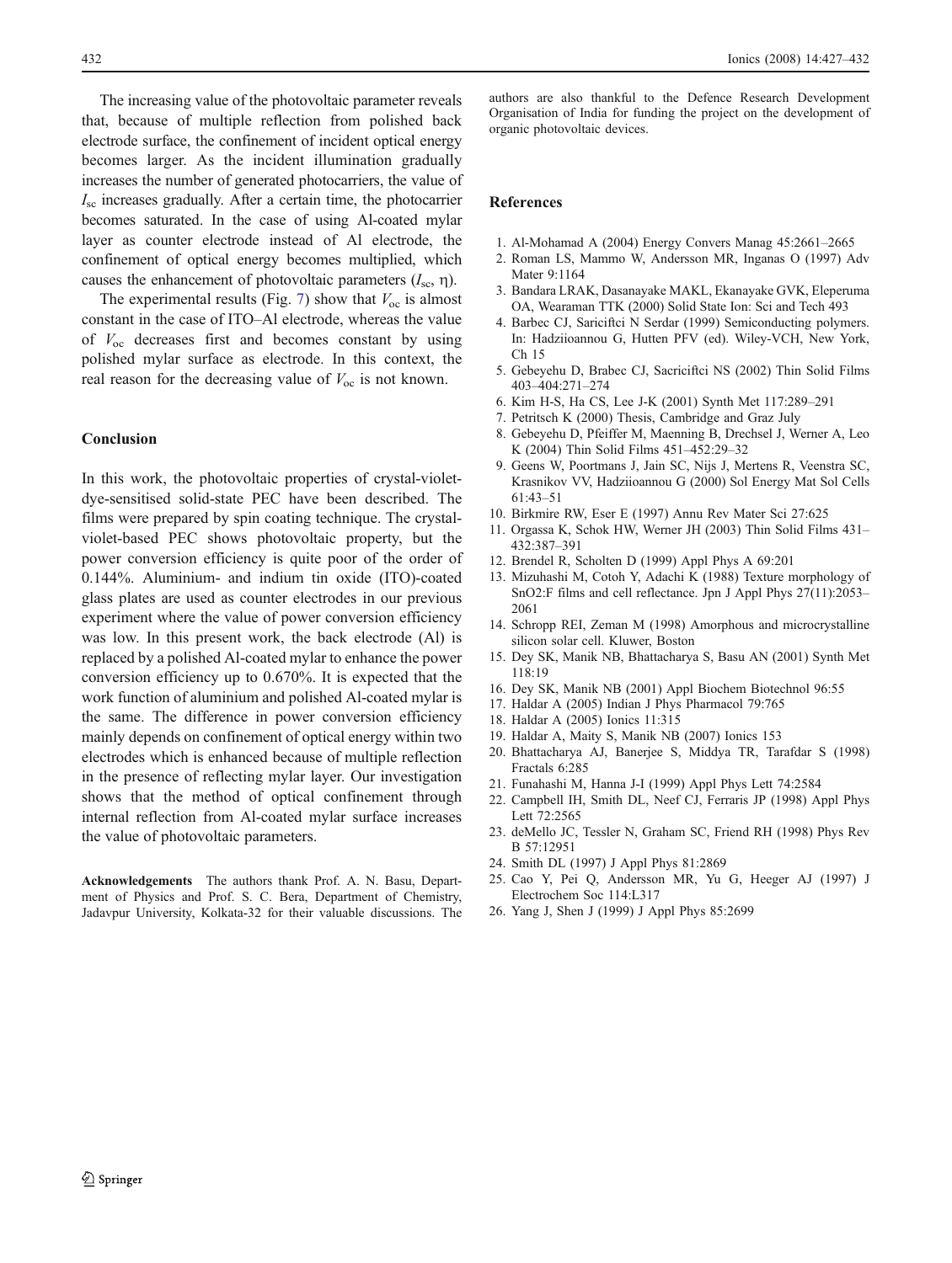The increasing value of the photovoltaic parameter reveals that, because of multiple reflection from polished back electrode surface, the confinement of incident optical energy becomes larger. As the incident illumination gradually increases the number of generated photocarriers, the value of $I_{sc}$ increases gradually. After a certain time, the photocarrier becomes saturated. In the case of using Al-coated mylar layer as counter electrode instead of Al electrode, the confinement of optical energy becomes multiplied, which causes the enhancement of photovoltaic parameters ($I_{sc}$, η).

The experimental results (Fig. 7) show that $V_{oc}$ is almost constant in the case of ITO–Al electrode, whereas the value of $V_{oc}$ decreases first and becomes constant by using polished mylar surface as electrode. In this context, the real reason for the decreasing value of $V_{oc}$ is not known.

## Conclusion

In this work, the photovoltaic properties of crystal-violet-dye-sensitised solid-state PEC have been described. The films were prepared by spin coating technique. The crystal-violet-based PEC shows photovoltaic property, but the power conversion efficiency is quite poor of the order of 0.144%. Aluminium- and indium tin oxide (ITO)-coated glass plates are used as counter electrodes in our previous experiment where the value of power conversion efficiency was low. In this present work, the back electrode (Al) is replaced by a polished Al-coated mylar to enhance the power conversion efficiency up to 0.670%. It is expected that the work function of aluminium and polished Al-coated mylar is the same. The difference in power conversion efficiency mainly depends on confinement of optical energy within two electrodes which is enhanced because of multiple reflection in the presence of reflecting mylar layer. Our investigation shows that the method of optical confinement through internal reflection from Al-coated mylar surface increases the value of photovoltaic parameters.

**Acknowledgements** The authors thank Prof. A. N. Basu, Department of Physics and Prof. S. C. Bera, Department of Chemistry, Jadavpur University, Kolkata-32 for their valuable discussions. The authors are also thankful to the Defence Research Development Organisation of India for funding the project on the development of organic photovoltaic devices.

## References

1. Al-Mohamad A (2004) Energy Convers Manag 45:2661–2665
2. Roman LS, Mammo W, Andersson MR, Inganas O (1997) Adv Mater 9:1164
3. Bandara LRAK, Dasanayake MAKL, Ekanayake GVK, Eleperuma OA, Wearaman TTK (2000) Solid State Ion: Sci and Tech 493
4. Barbec CJ, Sariciftci N Serdar (1999) Semiconducting polymers. In: Hadziioannou G, Hutten PFV (ed). Wiley-VCH, New York, Ch 15
5. Gebeyehu D, Brabec CJ, Sacriciftci NS (2002) Thin Solid Films 403–404:271–274
6. Kim H-S, Ha CS, Lee J-K (2001) Synth Met 117:289–291
7. Petritsch K (2000) Thesis, Cambridge and Graz July
8. Gebeyehu D, Pfeiffer M, Maenning B, Drechsel J, Werner A, Leo K (2004) Thin Solid Films 451–452:29–32
9. Geens W, Poortmans J, Jain SC, Nijs J, Mertens R, Veenstra SC, Krasnikov VV, Hadziioannou G (2000) Sol Energy Mat Sol Cells 61:43–51
10. Birkmire RW, Eser E (1997) Annu Rev Mater Sci 27:625
11. Orgassa K, Schok HW, Werner JH (2003) Thin Solid Films 431–432:387–391
12. Brendel R, Scholten D (1999) Appl Phys A 69:201
13. Mizuhashi M, Cotoh Y, Adachi K (1988) Texture morphology of SnO2:F films and cell reflectance. Jpn J Appl Phys 27(11):2053–2061
14. Schropp REI, Zeman M (1998) Amorphous and microcrystalline silicon solar cell. Kluwer, Boston
15. Dey SK, Manik NB, Bhattacharya S, Basu AN (2001) Synth Met 118:19
16. Dey SK, Manik NB (2001) Appl Biochem Biotechnol 96:55
17. Haldar A (2005) Indian J Phys Pharmacol 79:765
18. Haldar A (2005) Ionics 11:315
19. Haldar A, Maity S, Manik NB (2007) Ionics 153
20. Bhattacharya AJ, Banerjee S, Middya TR, Tarafdar S (1998) Fractals 6:285
21. Funahashi M, Hanna J-I (1999) Appl Phys Lett 74:2584
22. Campbell IH, Smith DL, Neef CJ, Ferraris JP (1998) Appl Phys Lett 72:2565
23. deMello JC, Tessler N, Graham SC, Friend RH (1998) Phys Rev B 57:12951
24. Smith DL (1997) J Appl Phys 81:2869
25. Cao Y, Pei Q, Andersson MR, Yu G, Heeger AJ (1997) J Electrochem Soc 114:L317
26. Yang J, Shen J (1999) J Appl Phys 85:2699